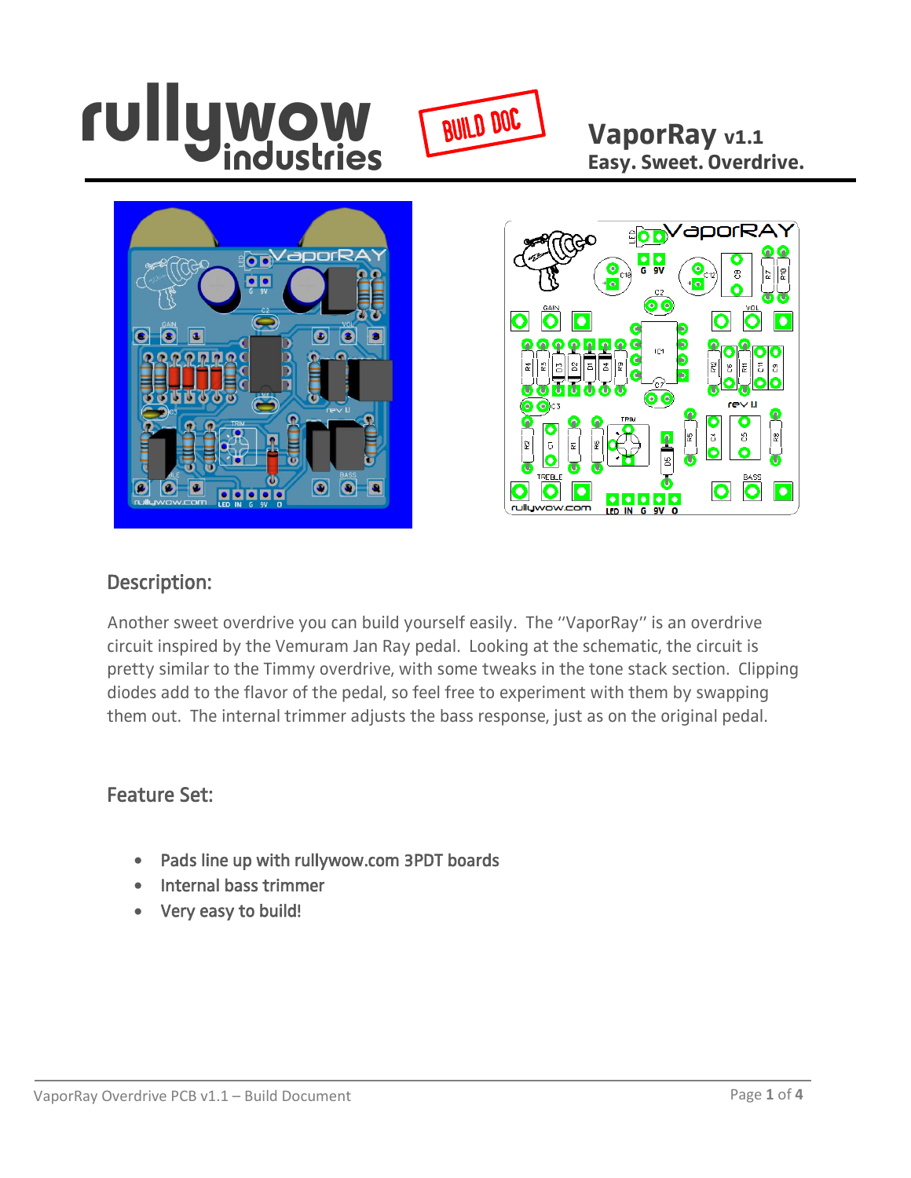rullywow industries

BUILD DOC

# VaporRay v1.1

**Easy. Sweet. Overdrive.**

## Description:

Another sweet overdrive you can build yourself easily. The "VaporRay" is an overdrive circuit inspired by the Vemuram Jan Ray pedal. Looking at the schematic, the circuit is pretty similar to the Timmy overdrive, with some tweaks in the tone stack section. Clipping diodes add to the flavor of the pedal, so feel free to experiment with them by swapping them out. The internal trimmer adjusts the bass response, just as on the original pedal.

## Feature Set:

- Pads line up with rullywow.com 3PDT boards
- Internal bass trimmer
- Very easy to build!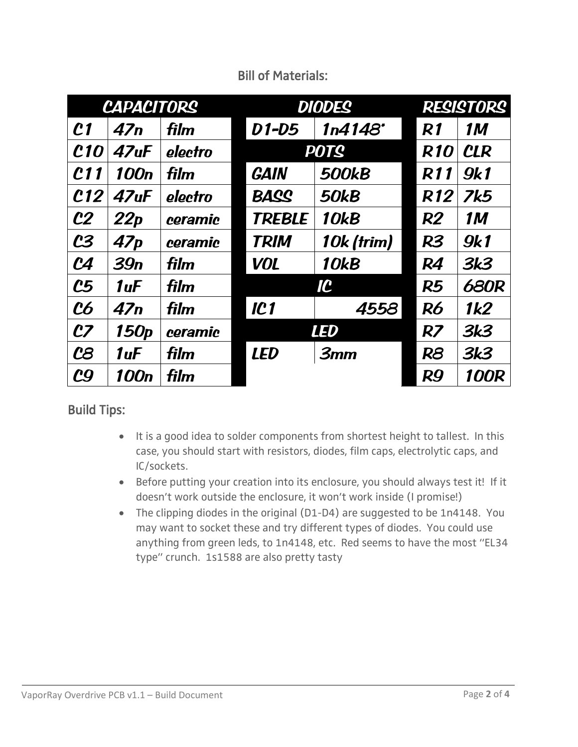## Bill of Materials:

| CAPACITORS | | | | DIODES | | | RESISTORS | |
|---|---|---|---|---|---|---|---|---|
| C1 | 47n | film | | D1-D5 | 1n4148* | | R1 | 1M |
| C10 | 47uF | electro | | POTS | | | R10 | CLR |
| C11 | 100n | film | | GAIN | 500kB | | R11 | 9k1 |
| C12 | 47uF | electro | | BASS | 50kB | | R12 | 7k5 |
| C2 | 22p | ceramic | | TREBLE | 10kB | | R2 | 1M |
| C3 | 47p | ceramic | | TRIM | 10k (trim) | | R3 | 9k1 |
| C4 | 39n | film | | VOL | 10kB | | R4 | 3k3 |
| C5 | 1uF | film | | IC | | | R5 | 680R |
| C6 | 47n | film | | IC1 | 4558 | | R6 | 1k2 |
| C7 | 150p | ceramic | | LED | | | R7 | 3k3 |
| C8 | 1uF | film | | LED | 3mm | | R8 | 3k3 |
| C9 | 100n | film | | | | | R9 | 100R |

## Build Tips:

- It is a good idea to solder components from shortest height to tallest. In this case, you should start with resistors, diodes, film caps, electrolytic caps, and IC/sockets.
- Before putting your creation into its enclosure, you should always test it! If it doesn't work outside the enclosure, it won't work inside (I promise!)
- The clipping diodes in the original (D1-D4) are suggested to be 1n4148. You may want to socket these and try different types of diodes. You could use anything from green leds, to 1n4148, etc. Red seems to have the most "EL34 type" crunch. 1s1588 are also pretty tasty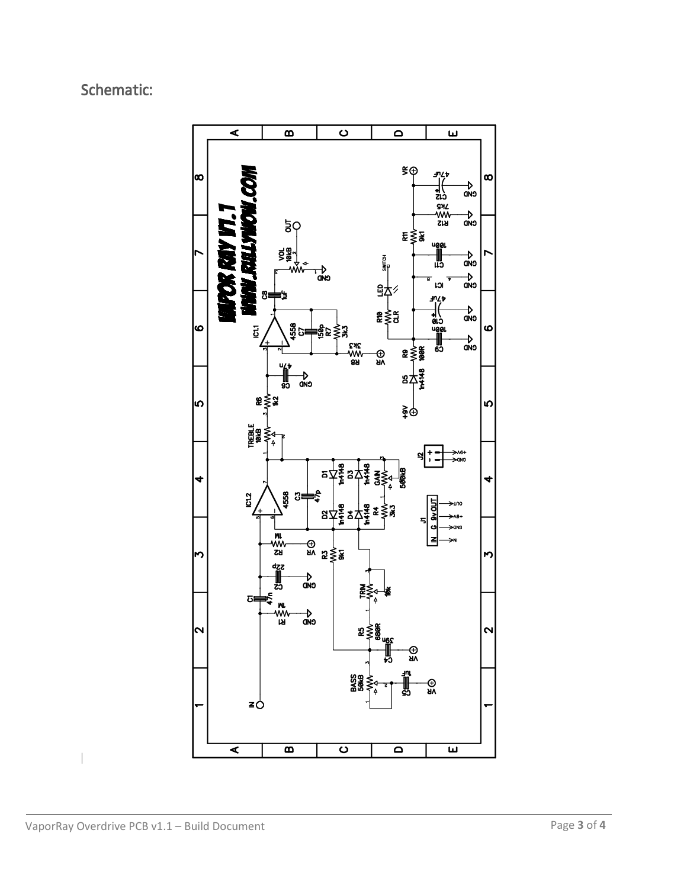## Schematic: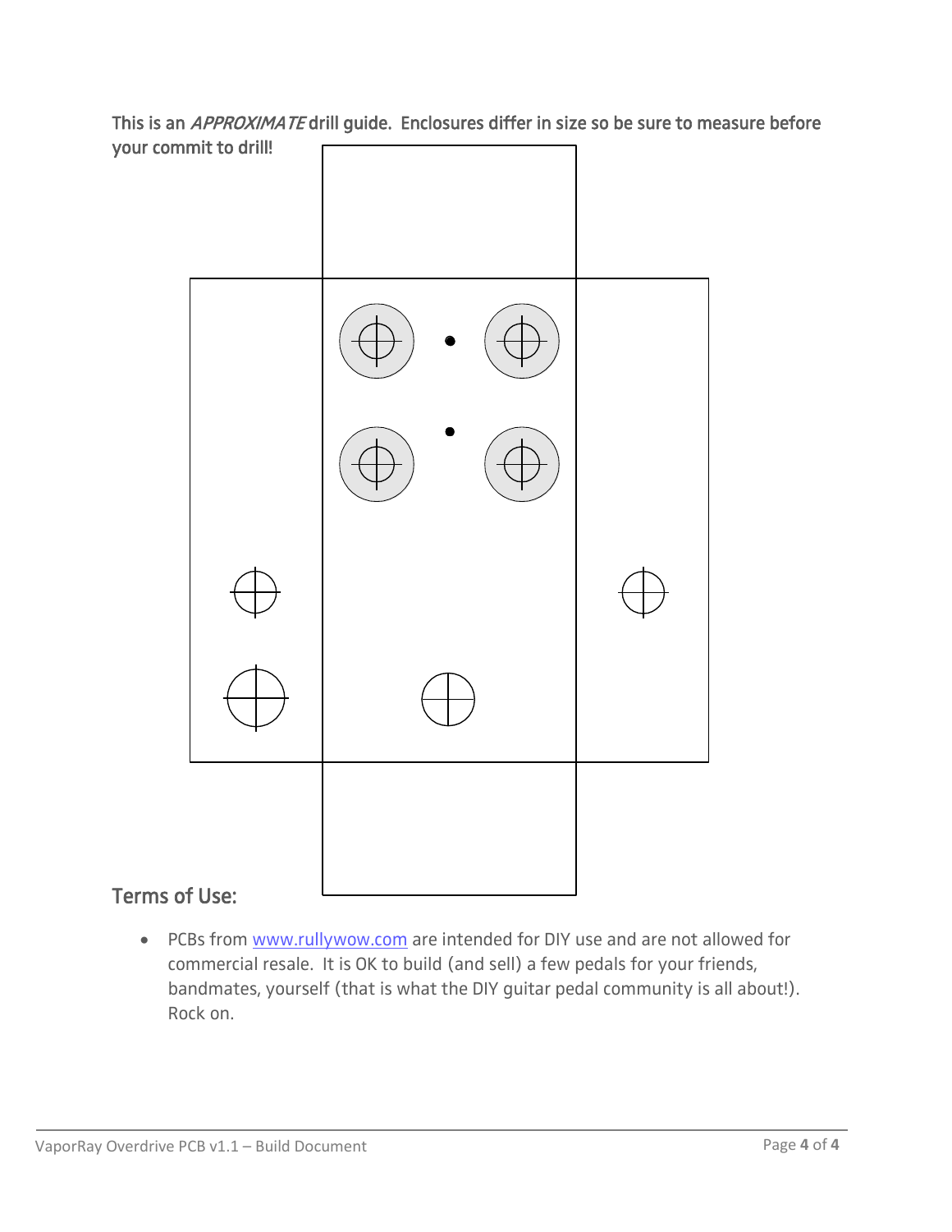This is an *APPROXIMATE* drill guide. Enclosures differ in size so be sure to measure before your commit to drill!

## Terms of Use:

- PCBs from [www.rullywow.com](http://www.rullywow.com) are intended for DIY use and are not allowed for commercial resale. It is OK to build (and sell) a few pedals for your friends, bandmates, yourself (that is what the DIY guitar pedal community is all about!). Rock on.